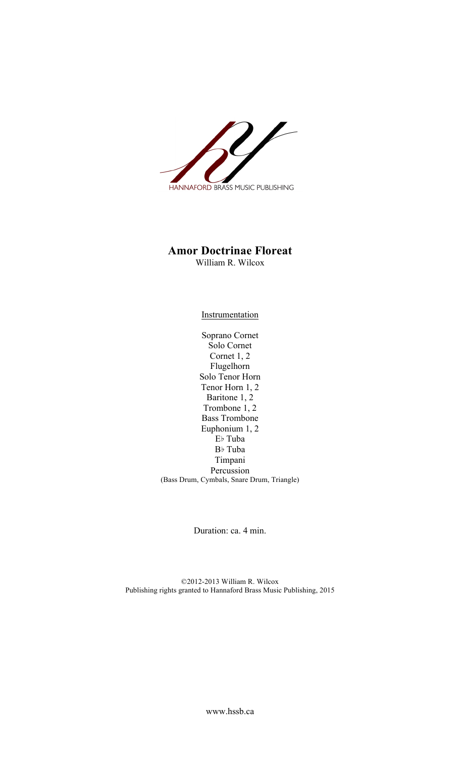HANNAFORD BRASS MUSIC PUBLISHING

# Amor Doctrinae Floreat

William R. Wilcox

Instrumentation

Soprano Cornet
Solo Cornet
Cornet 1, 2
Flugelhorn
Solo Tenor Horn
Tenor Horn 1, 2
Baritone 1, 2
Trombone 1, 2
Bass Trombone
Euphonium 1, 2
E♭ Tuba
B♭ Tuba
Timpani
Percussion
(Bass Drum, Cymbals, Snare Drum, Triangle)

Duration: ca. 4 min.

©2012-2013 William R. Wilcox
Publishing rights granted to Hannaford Brass Music Publishing, 2015

www.hssb.ca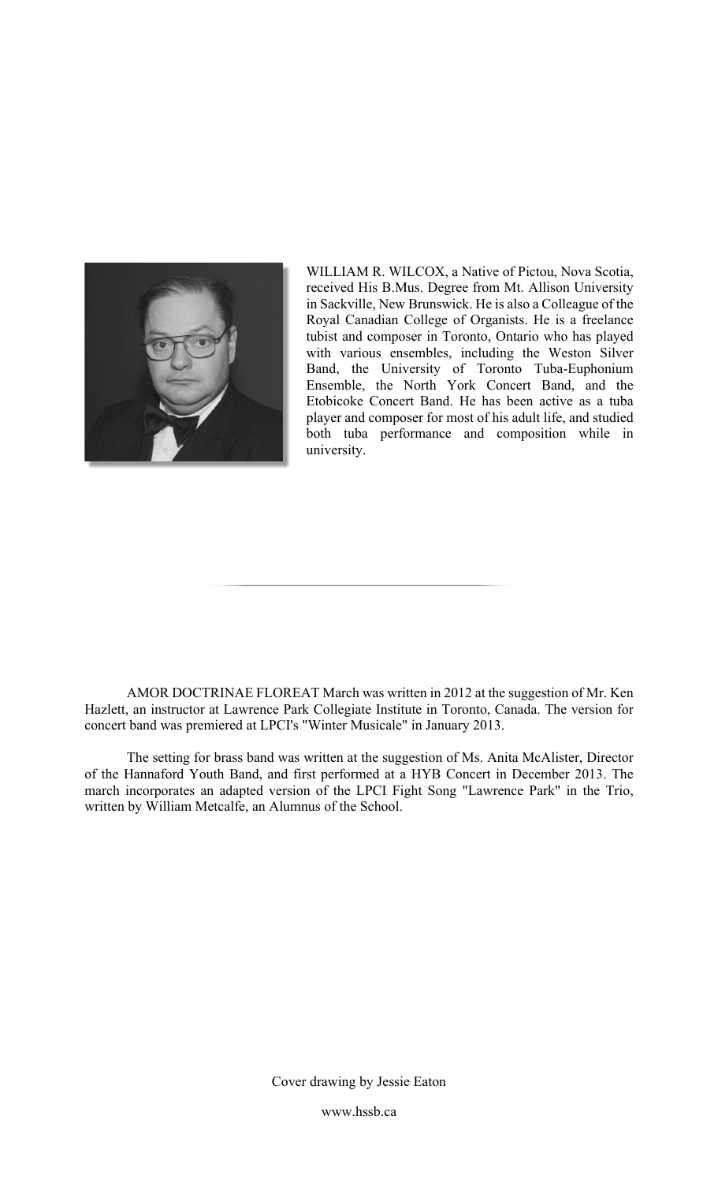WILLIAM R. WILCOX, a Native of Pictou, Nova Scotia, received His B.Mus. Degree from Mt. Allison University in Sackville, New Brunswick. He is also a Colleague of the Royal Canadian College of Organists. He is a freelance tubist and composer in Toronto, Ontario who has played with various ensembles, including the Weston Silver Band, the University of Toronto Tuba-Euphonium Ensemble, the North York Concert Band, and the Etobicoke Concert Band. He has been active as a tuba player and composer for most of his adult life, and studied both tuba performance and composition while in university.

---

AMOR DOCTRINAE FLOREAT March was written in 2012 at the suggestion of Mr. Ken Hazlett, an instructor at Lawrence Park Collegiate Institute in Toronto, Canada. The version for concert band was premiered at LPCI's "Winter Musicale" in January 2013.

The setting for brass band was written at the suggestion of Ms. Anita McAlister, Director of the Hannaford Youth Band, and first performed at a HYB Concert in December 2013. The march incorporates an adapted version of the LPCI Fight Song "Lawrence Park" in the Trio, written by William Metcalfe, an Alumnus of the School.

Cover drawing by Jessie Eaton

www.hssb.ca